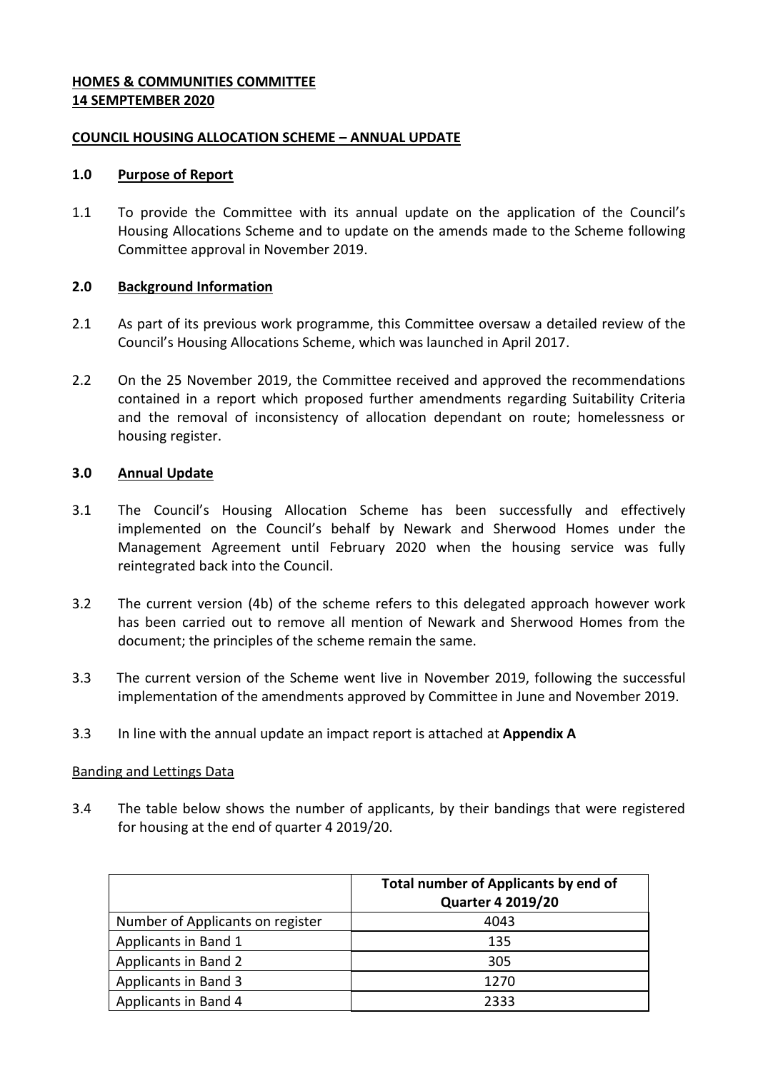**HOMES & COMMUNITIES COMMITTEE**
**14 SEMPTEMBER 2020**

**COUNCIL HOUSING ALLOCATION SCHEME – ANNUAL UPDATE**

## 1.0 Purpose of Report

1.1 To provide the Committee with its annual update on the application of the Council's Housing Allocations Scheme and to update on the amends made to the Scheme following Committee approval in November 2019.

## 2.0 Background Information

2.1 As part of its previous work programme, this Committee oversaw a detailed review of the Council's Housing Allocations Scheme, which was launched in April 2017.

2.2 On the 25 November 2019, the Committee received and approved the recommendations contained in a report which proposed further amendments regarding Suitability Criteria and the removal of inconsistency of allocation dependant on route; homelessness or housing register.

## 3.0 Annual Update

3.1 The Council's Housing Allocation Scheme has been successfully and effectively implemented on the Council's behalf by Newark and Sherwood Homes under the Management Agreement until February 2020 when the housing service was fully reintegrated back into the Council.

3.2 The current version (4b) of the scheme refers to this delegated approach however work has been carried out to remove all mention of Newark and Sherwood Homes from the document; the principles of the scheme remain the same.

3.3 The current version of the Scheme went live in November 2019, following the successful implementation of the amendments approved by Committee in June and November 2019.

3.3 In line with the annual update an impact report is attached at **Appendix A**

Banding and Lettings Data

3.4 The table below shows the number of applicants, by their bandings that were registered for housing at the end of quarter 4 2019/20.

| | Total number of Applicants by end of Quarter 4 2019/20 |
|---|---|
| Number of Applicants on register | 4043 |
| Applicants in Band 1 | 135 |
| Applicants in Band 2 | 305 |
| Applicants in Band 3 | 1270 |
| Applicants in Band 4 | 2333 |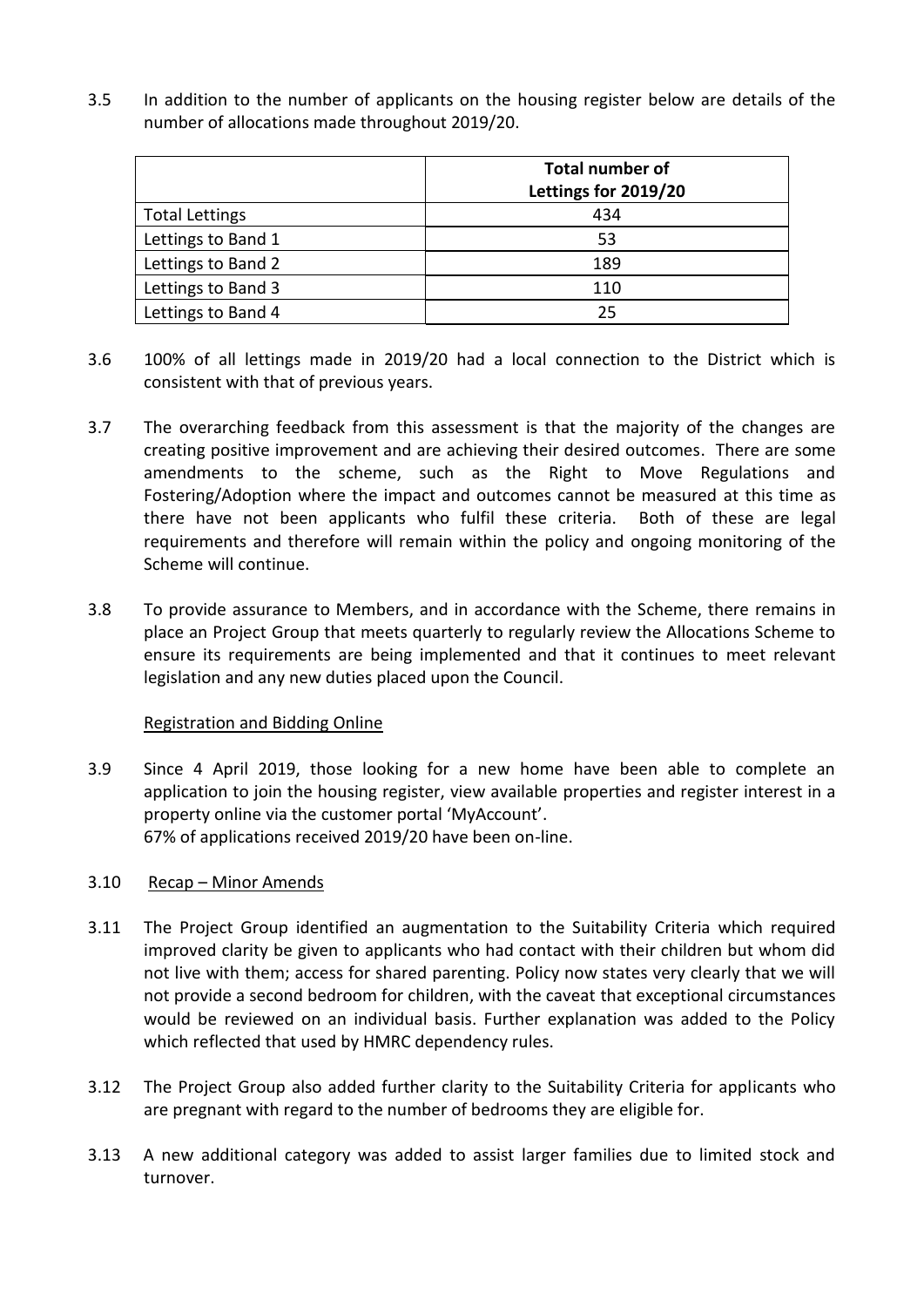3.5 In addition to the number of applicants on the housing register below are details of the number of allocations made throughout 2019/20.

| | **Total number of Lettings for 2019/20** |
|---|---|
| Total Lettings | 434 |
| Lettings to Band 1 | 53 |
| Lettings to Band 2 | 189 |
| Lettings to Band 3 | 110 |
| Lettings to Band 4 | 25 |

3.6 100% of all lettings made in 2019/20 had a local connection to the District which is consistent with that of previous years.

3.7 The overarching feedback from this assessment is that the majority of the changes are creating positive improvement and are achieving their desired outcomes. There are some amendments to the scheme, such as the Right to Move Regulations and Fostering/Adoption where the impact and outcomes cannot be measured at this time as there have not been applicants who fulfil these criteria. Both of these are legal requirements and therefore will remain within the policy and ongoing monitoring of the Scheme will continue.

3.8 To provide assurance to Members, and in accordance with the Scheme, there remains in place an Project Group that meets quarterly to regularly review the Allocations Scheme to ensure its requirements are being implemented and that it continues to meet relevant legislation and any new duties placed upon the Council.

Registration and Bidding Online

3.9 Since 4 April 2019, those looking for a new home have been able to complete an application to join the housing register, view available properties and register interest in a property online via the customer portal 'MyAccount'.
67% of applications received 2019/20 have been on-line.

3.10 Recap – Minor Amends

3.11 The Project Group identified an augmentation to the Suitability Criteria which required improved clarity be given to applicants who had contact with their children but whom did not live with them; access for shared parenting. Policy now states very clearly that we will not provide a second bedroom for children, with the caveat that exceptional circumstances would be reviewed on an individual basis. Further explanation was added to the Policy which reflected that used by HMRC dependency rules.

3.12 The Project Group also added further clarity to the Suitability Criteria for applicants who are pregnant with regard to the number of bedrooms they are eligible for.

3.13 A new additional category was added to assist larger families due to limited stock and turnover.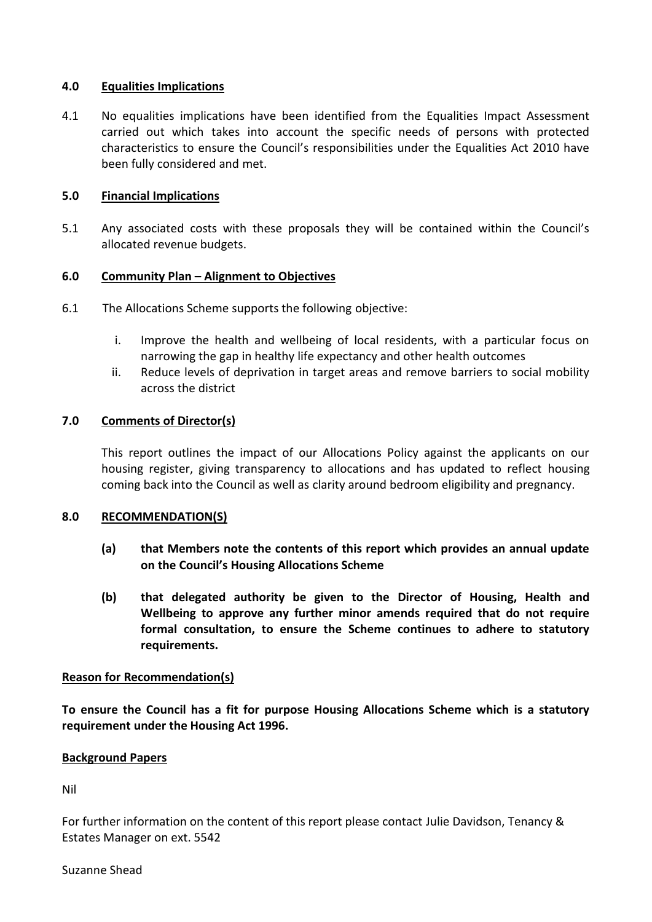## 4.0 Equalities Implications

4.1 No equalities implications have been identified from the Equalities Impact Assessment carried out which takes into account the specific needs of persons with protected characteristics to ensure the Council's responsibilities under the Equalities Act 2010 have been fully considered and met.

## 5.0 Financial Implications

5.1 Any associated costs with these proposals they will be contained within the Council's allocated revenue budgets.

## 6.0 Community Plan – Alignment to Objectives

6.1 The Allocations Scheme supports the following objective:

i. Improve the health and wellbeing of local residents, with a particular focus on narrowing the gap in healthy life expectancy and other health outcomes
ii. Reduce levels of deprivation in target areas and remove barriers to social mobility across the district

## 7.0 Comments of Director(s)

This report outlines the impact of our Allocations Policy against the applicants on our housing register, giving transparency to allocations and has updated to reflect housing coming back into the Council as well as clarity around bedroom eligibility and pregnancy.

## 8.0 RECOMMENDATION(S)

**(a) that Members note the contents of this report which provides an annual update on the Council's Housing Allocations Scheme**

**(b) that delegated authority be given to the Director of Housing, Health and Wellbeing to approve any further minor amends required that do not require formal consultation, to ensure the Scheme continues to adhere to statutory requirements.**

**Reason for Recommendation(s)**

**To ensure the Council has a fit for purpose Housing Allocations Scheme which is a statutory requirement under the Housing Act 1996.**

**Background Papers**

Nil

For further information on the content of this report please contact Julie Davidson, Tenancy & Estates Manager on ext. 5542

Suzanne Shead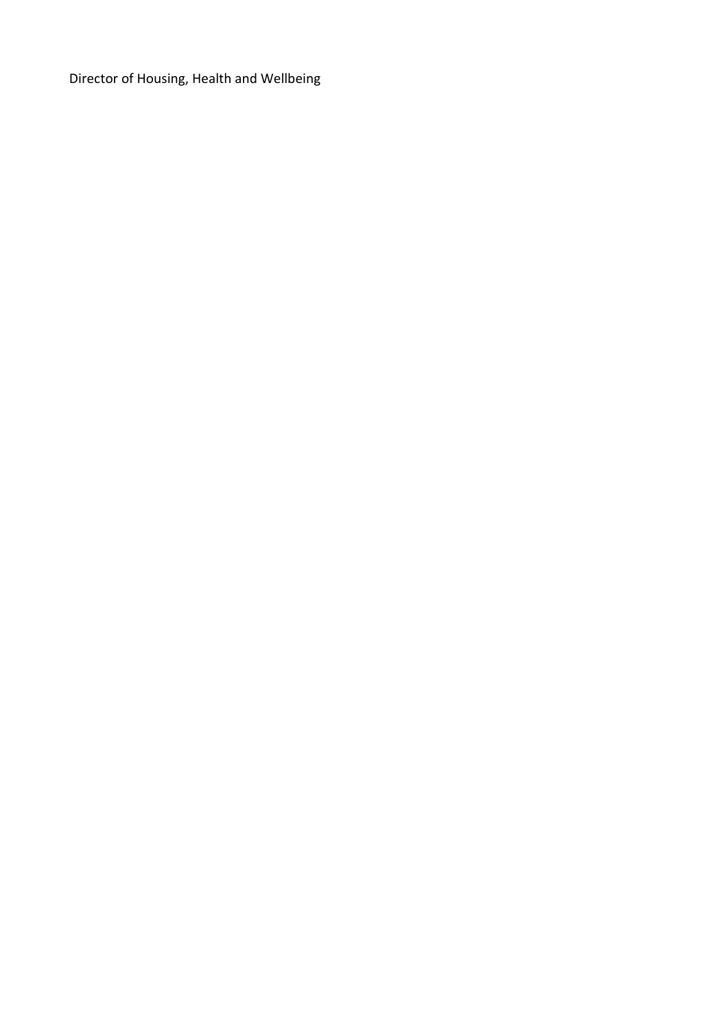Director of Housing, Health and Wellbeing